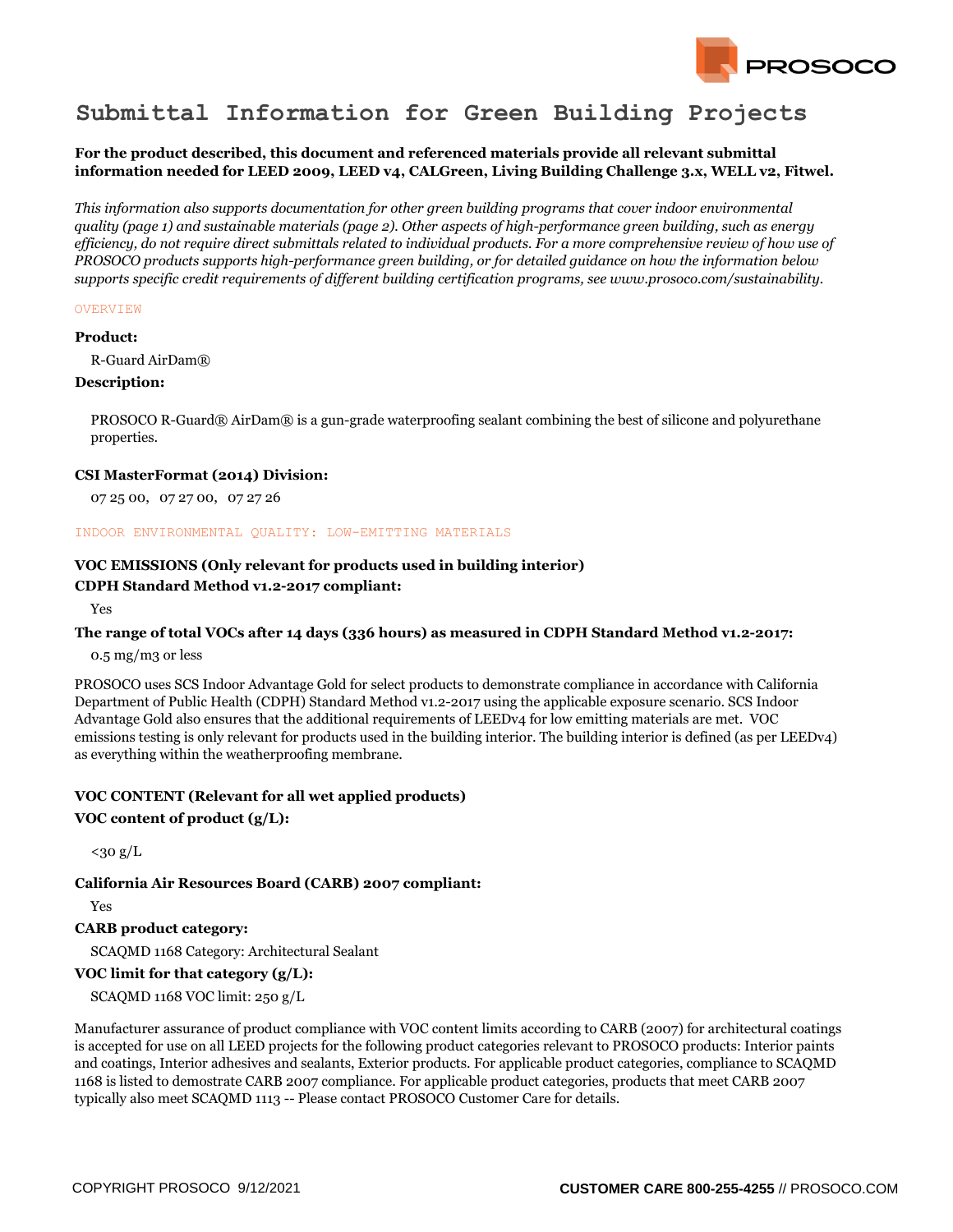# Submittal Information for Green Building Projects

**For the product described, this document and referenced materials provide all relevant submittal information needed for LEED 2009, LEED v4, CALGreen, Living Building Challenge 3.x, WELL v2, Fitwel.**

*This information also supports documentation for other green building programs that cover indoor environmental quality (page 1) and sustainable materials (page 2). Other aspects of high-performance green building, such as energy efficiency, do not require direct submittals related to individual products. For a more comprehensive review of how use of PROSOCO products supports high-performance green building, or for detailed guidance on how the information below supports specific credit requirements of different building certification programs, see www.prosoco.com/sustainability.*

## OVERVIEW

**Product:**

R-Guard AirDam®

**Description:**

PROSOCO R-Guard® AirDam® is a gun-grade waterproofing sealant combining the best of silicone and polyurethane properties.

**CSI MasterFormat (2014) Division:**

07 25 00, 07 27 00, 07 27 26

## INDOOR ENVIRONMENTAL QUALITY: LOW-EMITTING MATERIALS

**VOC EMISSIONS (Only relevant for products used in building interior)**

**CDPH Standard Method v1.2-2017 compliant:**

Yes

**The range of total VOCs after 14 days (336 hours) as measured in CDPH Standard Method v1.2-2017:**

0.5 mg/m3 or less

PROSOCO uses SCS Indoor Advantage Gold for select products to demonstrate compliance in accordance with California Department of Public Health (CDPH) Standard Method v1.2-2017 using the applicable exposure scenario. SCS Indoor Advantage Gold also ensures that the additional requirements of LEEDv4 for low emitting materials are met. VOC emissions testing is only relevant for products used in the building interior. The building interior is defined (as per LEEDv4) as everything within the weatherproofing membrane.

**VOC CONTENT (Relevant for all wet applied products)**

**VOC content of product (g/L):**

<30 g/L

**California Air Resources Board (CARB) 2007 compliant:**

Yes

**CARB product category:**

SCAQMD 1168 Category: Architectural Sealant

**VOC limit for that category (g/L):**

SCAQMD 1168 VOC limit: 250 g/L

Manufacturer assurance of product compliance with VOC content limits according to CARB (2007) for architectural coatings is accepted for use on all LEED projects for the following product categories relevant to PROSOCO products: Interior paints and coatings, Interior adhesives and sealants, Exterior products. For applicable product categories, compliance to SCAQMD 1168 is listed to demostrate CARB 2007 compliance. For applicable product categories, products that meet CARB 2007 typically also meet SCAQMD 1113 -- Please contact PROSOCO Customer Care for details.

COPYRIGHT PROSOCO 9/12/2021

**CUSTOMER CARE 800-255-4255** // PROSOCO.COM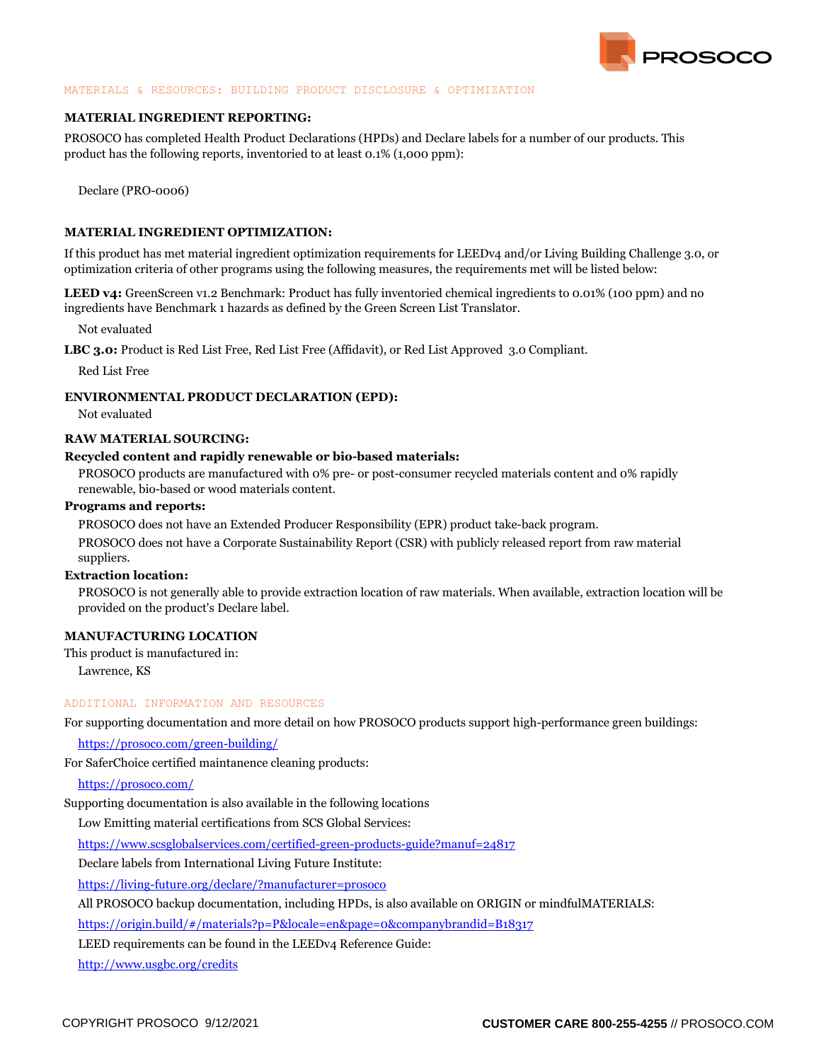## MATERIALS & RESOURCES: BUILDING PRODUCT DISCLOSURE & OPTIMIZATION

### MATERIAL INGREDIENT REPORTING:

PROSOCO has completed Health Product Declarations (HPDs) and Declare labels for a number of our products. This product has the following reports, inventoried to at least 0.1% (1,000 ppm):

Declare (PRO-0006)

### MATERIAL INGREDIENT OPTIMIZATION:

If this product has met material ingredient optimization requirements for LEEDv4 and/or Living Building Challenge 3.0, or optimization criteria of other programs using the following measures, the requirements met will be listed below:

**LEED v4:** GreenScreen v1.2 Benchmark: Product has fully inventoried chemical ingredients to 0.01% (100 ppm) and no ingredients have Benchmark 1 hazards as defined by the Green Screen List Translator.

Not evaluated

**LBC 3.0:** Product is Red List Free, Red List Free (Affidavit), or Red List Approved 3.0 Compliant.

Red List Free

### ENVIRONMENTAL PRODUCT DECLARATION (EPD):

Not evaluated

### RAW MATERIAL SOURCING:

**Recycled content and rapidly renewable or bio-based materials:**

PROSOCO products are manufactured with 0% pre- or post-consumer recycled materials content and 0% rapidly renewable, bio-based or wood materials content.

**Programs and reports:**

PROSOCO does not have an Extended Producer Responsibility (EPR) product take-back program.

PROSOCO does not have a Corporate Sustainability Report (CSR) with publicly released report from raw material suppliers.

**Extraction location:**

PROSOCO is not generally able to provide extraction location of raw materials. When available, extraction location will be provided on the product's Declare label.

### MANUFACTURING LOCATION

This product is manufactured in:

Lawrence, KS

## ADDITIONAL INFORMATION AND RESOURCES

For supporting documentation and more detail on how PROSOCO products support high-performance green buildings:

https://prosoco.com/green-building/

For SaferChoice certified maintanence cleaning products:

https://prosoco.com/

Supporting documentation is also available in the following locations

Low Emitting material certifications from SCS Global Services:

https://www.scsglobalservices.com/certified-green-products-guide?manuf=24817

Declare labels from International Living Future Institute:

https://living-future.org/declare/?manufacturer=prosoco

All PROSOCO backup documentation, including HPDs, is also available on ORIGIN or mindfulMATERIALS:

https://origin.build/#/materials?p=P&locale=en&page=0&companybrandid=B18317

LEED requirements can be found in the LEEDv4 Reference Guide:

http://www.usgbc.org/credits

COPYRIGHT PROSOCO 9/12/2021

**CUSTOMER CARE 800-255-4255** // PROSOCO.COM